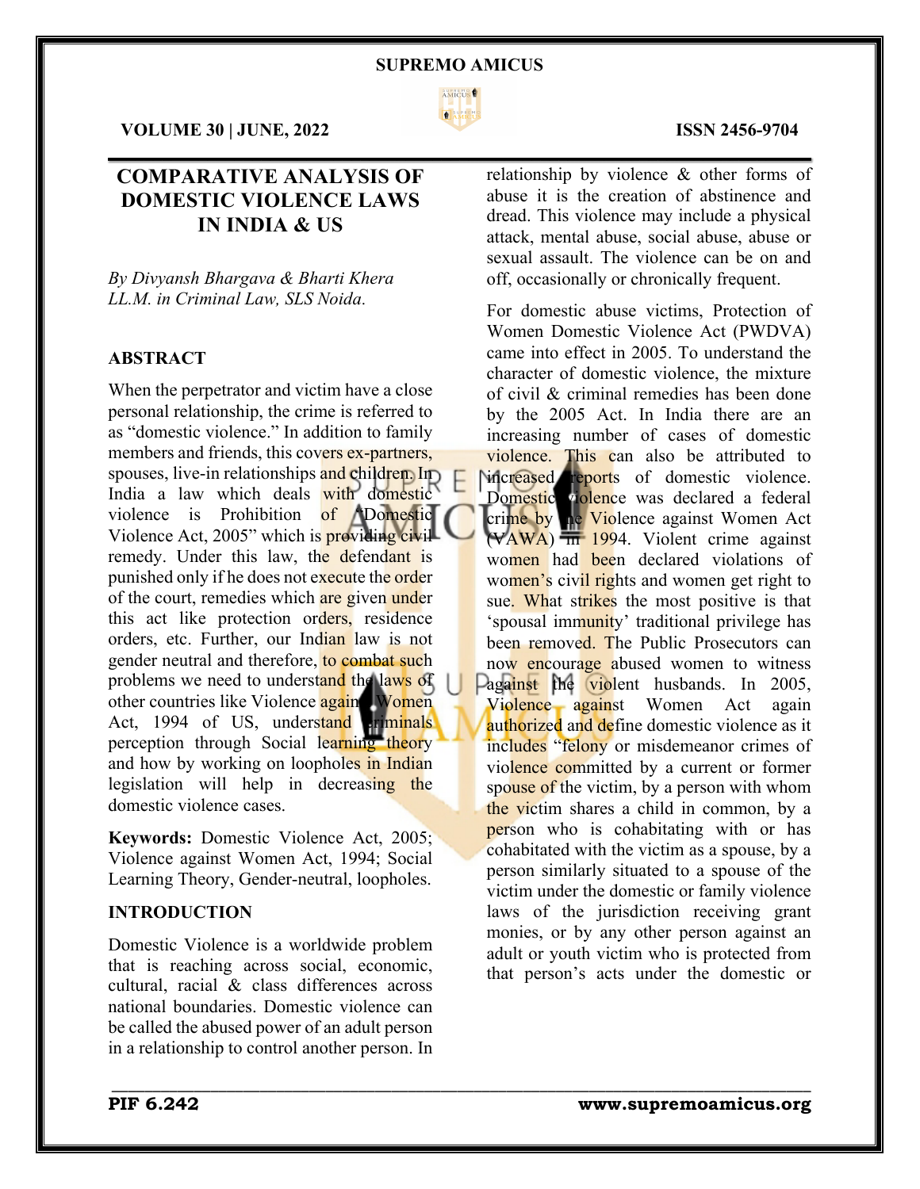# COMPARATIVE ANALYSIS OF DOMESTIC VIOLENCE LAWS IN INDIA & US

*By Divyansh Bhargava & Bharti Khera*
*LL.M. in Criminal Law, SLS Noida.*

## ABSTRACT

When the perpetrator and victim have a close personal relationship, the crime is referred to as "domestic violence." In addition to family members and friends, this covers ex-partners, spouses, live-in relationships and children. In India a law which deals with domestic violence is Prohibition of "Domestic Violence Act, 2005" which is providing civil remedy. Under this law, the defendant is punished only if he does not execute the order of the court, remedies which are given under this act like protection orders, residence orders, etc. Further, our Indian law is not gender neutral and therefore, to combat such problems we need to understand the laws of other countries like Violence against Women Act, 1994 of US, understand criminals perception through Social learning theory and how by working on loopholes in Indian legislation will help in decreasing the domestic violence cases.

**Keywords:** Domestic Violence Act, 2005; Violence against Women Act, 1994; Social Learning Theory, Gender-neutral, loopholes.

## INTRODUCTION

Domestic Violence is a worldwide problem that is reaching across social, economic, cultural, racial & class differences across national boundaries. Domestic violence can be called the abused power of an adult person in a relationship to control another person. In relationship by violence & other forms of abuse it is the creation of abstinence and dread. This violence may include a physical attack, mental abuse, social abuse, abuse or sexual assault. The violence can be on and off, occasionally or chronically frequent.

For domestic abuse victims, Protection of Women Domestic Violence Act (PWDVA) came into effect in 2005. To understand the character of domestic violence, the mixture of civil & criminal remedies has been done by the 2005 Act. In India there are an increasing number of cases of domestic violence. This can also be attributed to increased reports of domestic violence. Domestic violence was declared a federal crime by the Violence against Women Act (VAWA) in 1994. Violent crime against women had been declared violations of women's civil rights and women get right to sue. What strikes the most positive is that 'spousal immunity' traditional privilege has been removed. The Public Prosecutors can now encourage abused women to witness against the violent husbands. In 2005, Violence against Women Act again authorized and define domestic violence as it includes "felony or misdemeanor crimes of violence committed by a current or former spouse of the victim, by a person with whom the victim shares a child in common, by a person who is cohabitating with or has cohabitated with the victim as a spouse, by a person similarly situated to a spouse of the victim under the domestic or family violence laws of the jurisdiction receiving grant monies, or by any other person against an adult or youth victim who is protected from that person's acts under the domestic or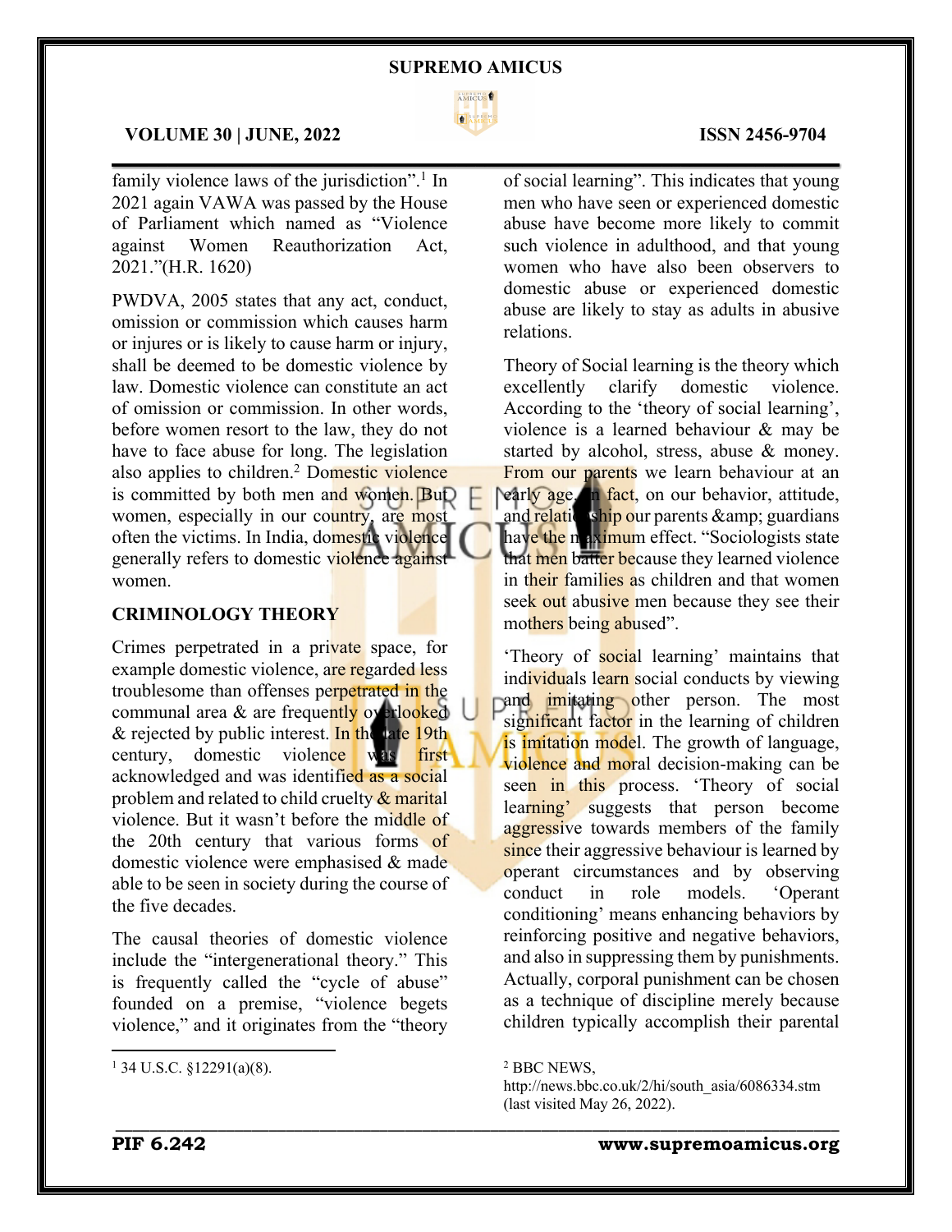family violence laws of the jurisdiction".[1] In 2021 again VAWA was passed by the House of Parliament which named as "Violence against Women Reauthorization Act, 2021."(H.R. 1620)

PWDVA, 2005 states that any act, conduct, omission or commission which causes harm or injures or is likely to cause harm or injury, shall be deemed to be domestic violence by law. Domestic violence can constitute an act of omission or commission. In other words, before women resort to the law, they do not have to face abuse for long. The legislation also applies to children.[2] Domestic violence is committed by both men and women. But women, especially in our country, are most often the victims. In India, domestic violence generally refers to domestic violence against women.

## CRIMINOLOGY THEORY

Crimes perpetrated in a private space, for example domestic violence, are regarded less troublesome than offenses perpetrated in the communal area & are frequently overlooked & rejected by public interest. In the late 19th century, domestic violence was first acknowledged and was identified as a social problem and related to child cruelty & marital violence. But it wasn't before the middle of the 20th century that various forms of domestic violence were emphasised & made able to be seen in society during the course of the five decades.

The causal theories of domestic violence include the "intergenerational theory." This is frequently called the "cycle of abuse" founded on a premise, "violence begets violence," and it originates from the "theory of social learning". This indicates that young men who have seen or experienced domestic abuse have become more likely to commit such violence in adulthood, and that young women who have also been observers to domestic abuse or experienced domestic abuse are likely to stay as adults in abusive relations.

Theory of Social learning is the theory which excellently clarify domestic violence. According to the 'theory of social learning', violence is a learned behaviour & may be started by alcohol, stress, abuse & money. From our parents we learn behaviour at an early age. In fact, on our behavior, attitude, and relationship our parents &amp; guardians have the maximum effect. "Sociologists state that men batter because they learned violence in their families as children and that women seek out abusive men because they see their mothers being abused".

'Theory of social learning' maintains that individuals learn social conducts by viewing and imitating other person. The most significant factor in the learning of children is imitation model. The growth of language, violence and moral decision-making can be seen in this process. 'Theory of social learning' suggests that person become aggressive towards members of the family since their aggressive behaviour is learned by operant circumstances and by observing conduct in role models. 'Operant conditioning' means enhancing behaviors by reinforcing positive and negative behaviors, and also in suppressing them by punishments. Actually, corporal punishment can be chosen as a technique of discipline merely because children typically accomplish their parental

---

[1] 34 U.S.C. §12291(a)(8).

[2] BBC NEWS, http://news.bbc.co.uk/2/hi/south_asia/6086334.stm (last visited May 26, 2022).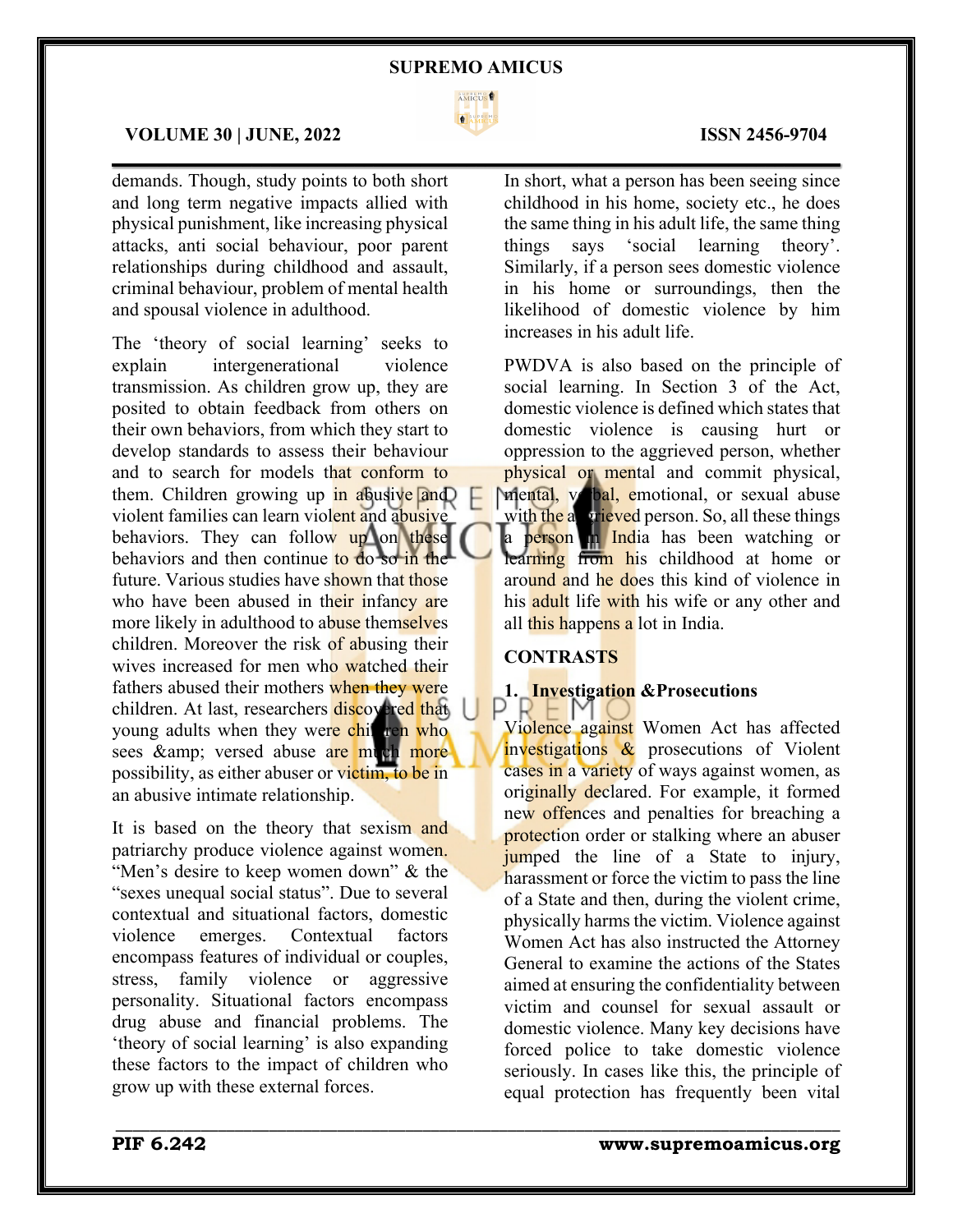demands. Though, study points to both short and long term negative impacts allied with physical punishment, like increasing physical attacks, anti social behaviour, poor parent relationships during childhood and assault, criminal behaviour, problem of mental health and spousal violence in adulthood.

The 'theory of social learning' seeks to explain intergenerational violence transmission. As children grow up, they are posited to obtain feedback from others on their own behaviors, from which they start to develop standards to assess their behaviour and to search for models that conform to them. Children growing up in abusive and violent families can learn violent and abusive behaviors. They can follow up on these behaviors and then continue to do so in the future. Various studies have shown that those who have been abused in their infancy are more likely in adulthood to abuse themselves children. Moreover the risk of abusing their wives increased for men who watched their fathers abused their mothers when they were children. At last, researchers discovered that young adults when they were children who sees &amp; versed abuse are much more possibility, as either abuser or victim, to be in an abusive intimate relationship.

It is based on the theory that sexism and patriarchy produce violence against women. "Men's desire to keep women down" & the "sexes unequal social status". Due to several contextual and situational factors, domestic violence emerges. Contextual factors encompass features of individual or couples, stress, family violence or aggressive personality. Situational factors encompass drug abuse and financial problems. The 'theory of social learning' is also expanding these factors to the impact of children who grow up with these external forces.

In short, what a person has been seeing since childhood in his home, society etc., he does the same thing in his adult life, the same thing things says 'social learning theory'. Similarly, if a person sees domestic violence in his home or surroundings, then the likelihood of domestic violence by him increases in his adult life.

PWDVA is also based on the principle of social learning. In Section 3 of the Act, domestic violence is defined which states that domestic violence is causing hurt or oppression to the aggrieved person, whether physical or mental and commit physical, mental, verbal, emotional, or sexual abuse with the aggrieved person. So, all these things a person in India has been watching or learning from his childhood at home or around and he does this kind of violence in his adult life with his wife or any other and all this happens a lot in India.

**CONTRASTS**

**1. Investigation &Prosecutions**

Violence against Women Act has affected investigations & prosecutions of Violent cases in a variety of ways against women, as originally declared. For example, it formed new offences and penalties for breaching a protection order or stalking where an abuser jumped the line of a State to injury, harassment or force the victim to pass the line of a State and then, during the violent crime, physically harms the victim. Violence against Women Act has also instructed the Attorney General to examine the actions of the States aimed at ensuring the confidentiality between victim and counsel for sexual assault or domestic violence. Many key decisions have forced police to take domestic violence seriously. In cases like this, the principle of equal protection has frequently been vital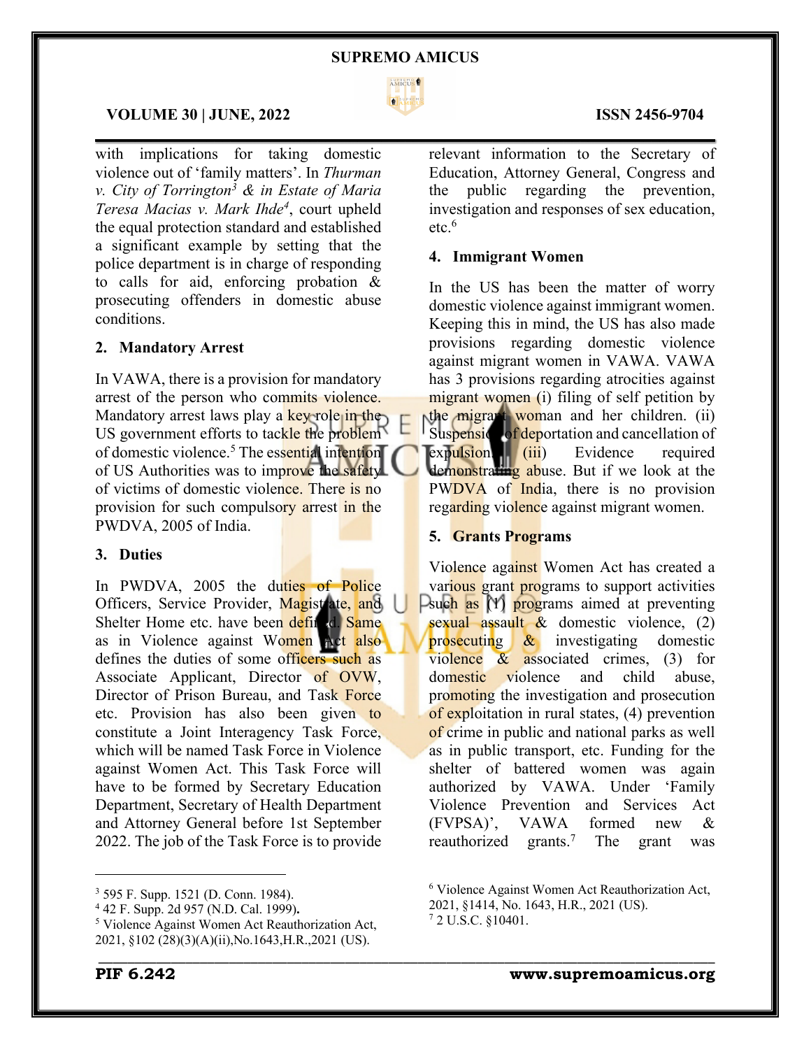with implications for taking domestic violence out of 'family matters'. In *Thurman v. City of Torrington*[3] *& in Estate of Maria Teresa Macias v. Mark Ihde*[4], court upheld the equal protection standard and established a significant example by setting that the police department is in charge of responding to calls for aid, enforcing probation & prosecuting offenders in domestic abuse conditions.

### 2. Mandatory Arrest

In VAWA, there is a provision for mandatory arrest of the person who commits violence. Mandatory arrest laws play a key role in the US government efforts to tackle the problem of domestic violence.[5] The essential intention of US Authorities was to improve the safety of victims of domestic violence. There is no provision for such compulsory arrest in the PWDVA, 2005 of India.

### 3. Duties

In PWDVA, 2005 the duties of Police Officers, Service Provider, Magistrate, and Shelter Home etc. have been defined. Same as in Violence against Women Act also defines the duties of some officers such as Associate Applicant, Director of OVW, Director of Prison Bureau, and Task Force etc. Provision has also been given to constitute a Joint Interagency Task Force, which will be named Task Force in Violence against Women Act. This Task Force will have to be formed by Secretary Education Department, Secretary of Health Department and Attorney General before 1st September 2022. The job of the Task Force is to provide relevant information to the Secretary of Education, Attorney General, Congress and the public regarding the prevention, investigation and responses of sex education, etc.[6]

### 4. Immigrant Women

In the US has been the matter of worry domestic violence against immigrant women. Keeping this in mind, the US has also made provisions regarding domestic violence against migrant women in VAWA. VAWA has 3 provisions regarding atrocities against migrant women (i) filing of self petition by the migrant woman and her children. (ii) Suspension of deportation and cancellation of expulsion. (iii) Evidence required demonstrating abuse. But if we look at the PWDVA of India, there is no provision regarding violence against migrant women.

### 5. Grants Programs

Violence against Women Act has created a various grant programs to support activities such as (1) programs aimed at preventing sexual assault & domestic violence, (2) prosecuting & investigating domestic violence & associated crimes, (3) for domestic violence and child abuse, promoting the investigation and prosecution of exploitation in rural states, (4) prevention of crime in public and national parks as well as in public transport, etc. Funding for the shelter of battered women was again authorized by VAWA. Under 'Family Violence Prevention and Services Act (FVPSA)', VAWA formed new & reauthorized grants.[7] The grant was

---

[3] 595 F. Supp. 1521 (D. Conn. 1984).

[4] 42 F. Supp. 2d 957 (N.D. Cal. 1999).

[5] Violence Against Women Act Reauthorization Act, 2021, §102 (28)(3)(A)(ii),No.1643,H.R.,2021 (US).

[6] Violence Against Women Act Reauthorization Act, 2021, §1414, No. 1643, H.R., 2021 (US).

[7] 2 U.S.C. §10401.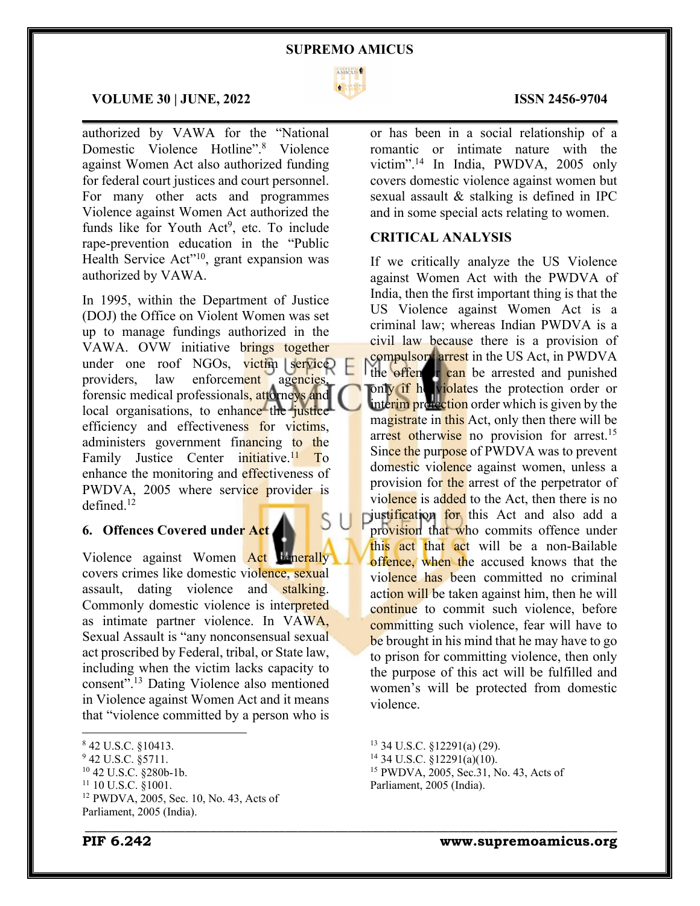authorized by VAWA for the "National Domestic Violence Hotline".[8] Violence against Women Act also authorized funding for federal court justices and court personnel. For many other acts and programmes Violence against Women Act authorized the funds like for Youth Act[9], etc. To include rape-prevention education in the "Public Health Service Act"[10], grant expansion was authorized by VAWA.

In 1995, within the Department of Justice (DOJ) the Office on Violent Women was set up to manage fundings authorized in the VAWA. OVW initiative brings together under one roof NGOs, victim service providers, law enforcement agencies, forensic medical professionals, attorneys and local organisations, to enhance the justice efficiency and effectiveness for victims, administers government financing to the Family Justice Center initiative.[11] To enhance the monitoring and effectiveness of PWDVA, 2005 where service provider is defined.[12]

### 6. Offences Covered under Act

Violence against Women Act generally covers crimes like domestic violence, sexual assault, dating violence and stalking. Commonly domestic violence is interpreted as intimate partner violence. In VAWA, Sexual Assault is "any nonconsensual sexual act proscribed by Federal, tribal, or State law, including when the victim lacks capacity to consent".[13] Dating Violence also mentioned in Violence against Women Act and it means that "violence committed by a person who is or has been in a social relationship of a romantic or intimate nature with the victim".[14] In India, PWDVA, 2005 only covers domestic violence against women but sexual assault & stalking is defined in IPC and in some special acts relating to women.

## CRITICAL ANALYSIS

If we critically analyze the US Violence against Women Act with the PWDVA of India, then the first important thing is that the US Violence against Women Act is a criminal law; whereas Indian PWDVA is a civil law because there is a provision of compulsory arrest in the US Act, in PWDVA the offender can be arrested and punished only if he violates the protection order or interim protection order which is given by the magistrate in this Act, only then there will be arrest otherwise no provision for arrest.[15] Since the purpose of PWDVA was to prevent domestic violence against women, unless a provision for the arrest of the perpetrator of violence is added to the Act, then there is no justification for this Act and also add a provision that who commits offence under this act that act will be a non-Bailable offence, when the accused knows that the violence has been committed no criminal action will be taken against him, then he will continue to commit such violence, before committing such violence, fear will have to be brought in his mind that he may have to go to prison for committing violence, then only the purpose of this act will be fulfilled and women's will be protected from domestic violence.

---

[8] 42 U.S.C. §10413.
[9] 42 U.S.C. §5711.
[10] 42 U.S.C. §280b-1b.
[11] 10 U.S.C. §1001.
[12] PWDVA, 2005, Sec. 10, No. 43, Acts of Parliament, 2005 (India).
[13] 34 U.S.C. §12291(a) (29).
[14] 34 U.S.C. §12291(a)(10).
[15] PWDVA, 2005, Sec.31, No. 43, Acts of Parliament, 2005 (India).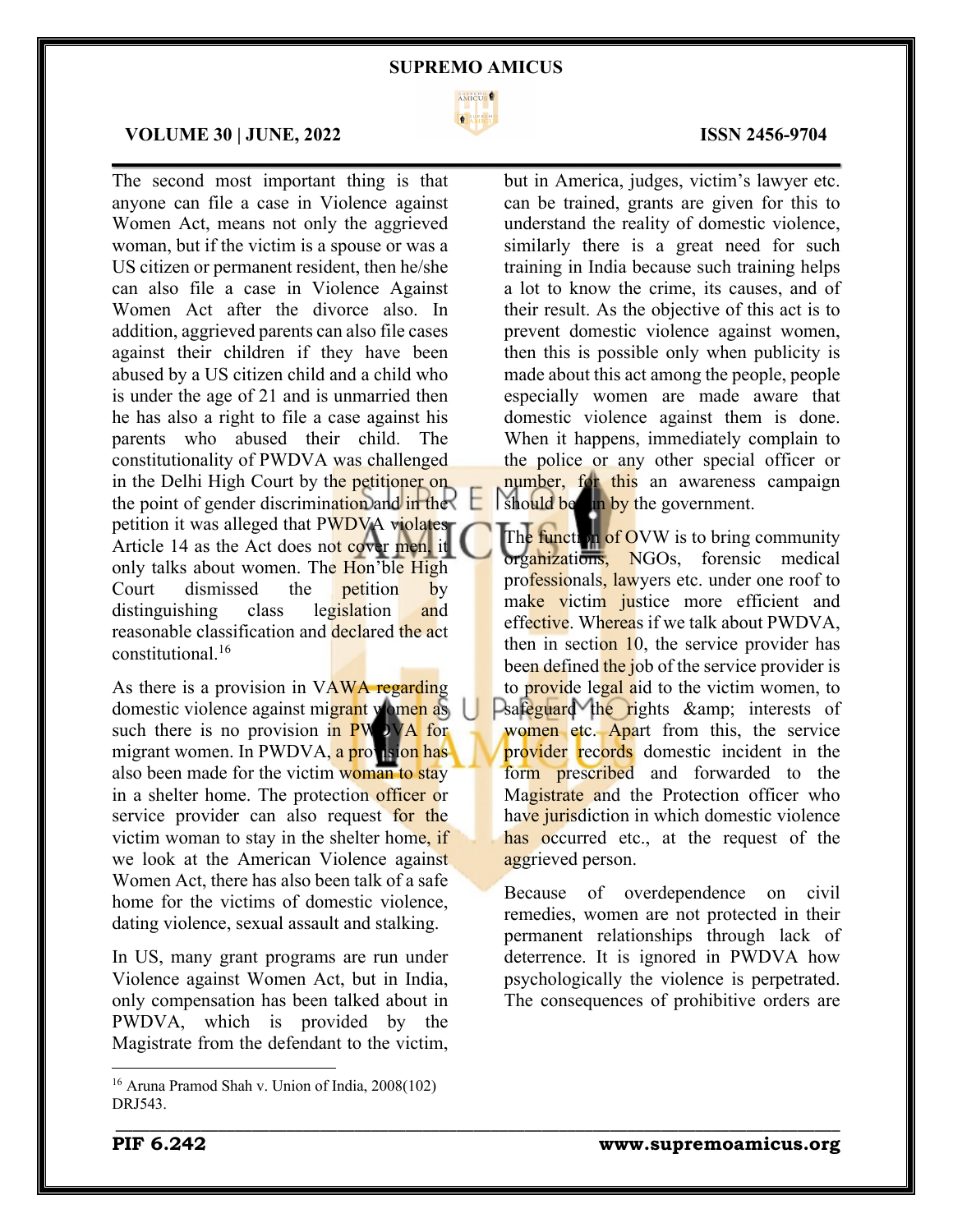The second most important thing is that anyone can file a case in Violence against Women Act, means not only the aggrieved woman, but if the victim is a spouse or was a US citizen or permanent resident, then he/she can also file a case in Violence Against Women Act after the divorce also. In addition, aggrieved parents can also file cases against their children if they have been abused by a US citizen child and a child who is under the age of 21 and is unmarried then he has also a right to file a case against his parents who abused their child. The constitutionality of PWDVA was challenged in the Delhi High Court by the petitioner on the point of gender discrimination and in the petition it was alleged that PWDVA violates Article 14 as the Act does not cover men, it only talks about women. The Hon'ble High Court dismissed the petition by distinguishing class legislation and reasonable classification and declared the act constitutional.[16]

As there is a provision in VAWA regarding domestic violence against migrant women as such there is no provision in PWDVA for migrant women. In PWDVA, a provision has also been made for the victim woman to stay in a shelter home. The protection officer or service provider can also request for the victim woman to stay in the shelter home, if we look at the American Violence against Women Act, there has also been talk of a safe home for the victims of domestic violence, dating violence, sexual assault and stalking.

In US, many grant programs are run under Violence against Women Act, but in India, only compensation has been talked about in PWDVA, which is provided by the Magistrate from the defendant to the victim, but in America, judges, victim's lawyer etc. can be trained, grants are given for this to understand the reality of domestic violence, similarly there is a great need for such training in India because such training helps a lot to know the crime, its causes, and of their result. As the objective of this act is to prevent domestic violence against women, then this is possible only when publicity is made about this act among the people, people especially women are made aware that domestic violence against them is done. When it happens, immediately complain to the police or any other special officer or number, for this an awareness campaign should be run by the government.

The function of OVW is to bring community organizations, NGOs, forensic medical professionals, lawyers etc. under one roof to make victim justice more efficient and effective. Whereas if we talk about PWDVA, then in section 10, the service provider has been defined the job of the service provider is to provide legal aid to the victim women, to safeguard the rights &amp; interests of women etc. Apart from this, the service provider records domestic incident in the form prescribed and forwarded to the Magistrate and the Protection officer who have jurisdiction in which domestic violence has occurred etc., at the request of the aggrieved person.

Because of overdependence on civil remedies, women are not protected in their permanent relationships through lack of deterrence. It is ignored in PWDVA how psychologically the violence is perpetrated. The consequences of prohibitive orders are

[16] Aruna Pramod Shah v. Union of India, 2008(102) DRJ543.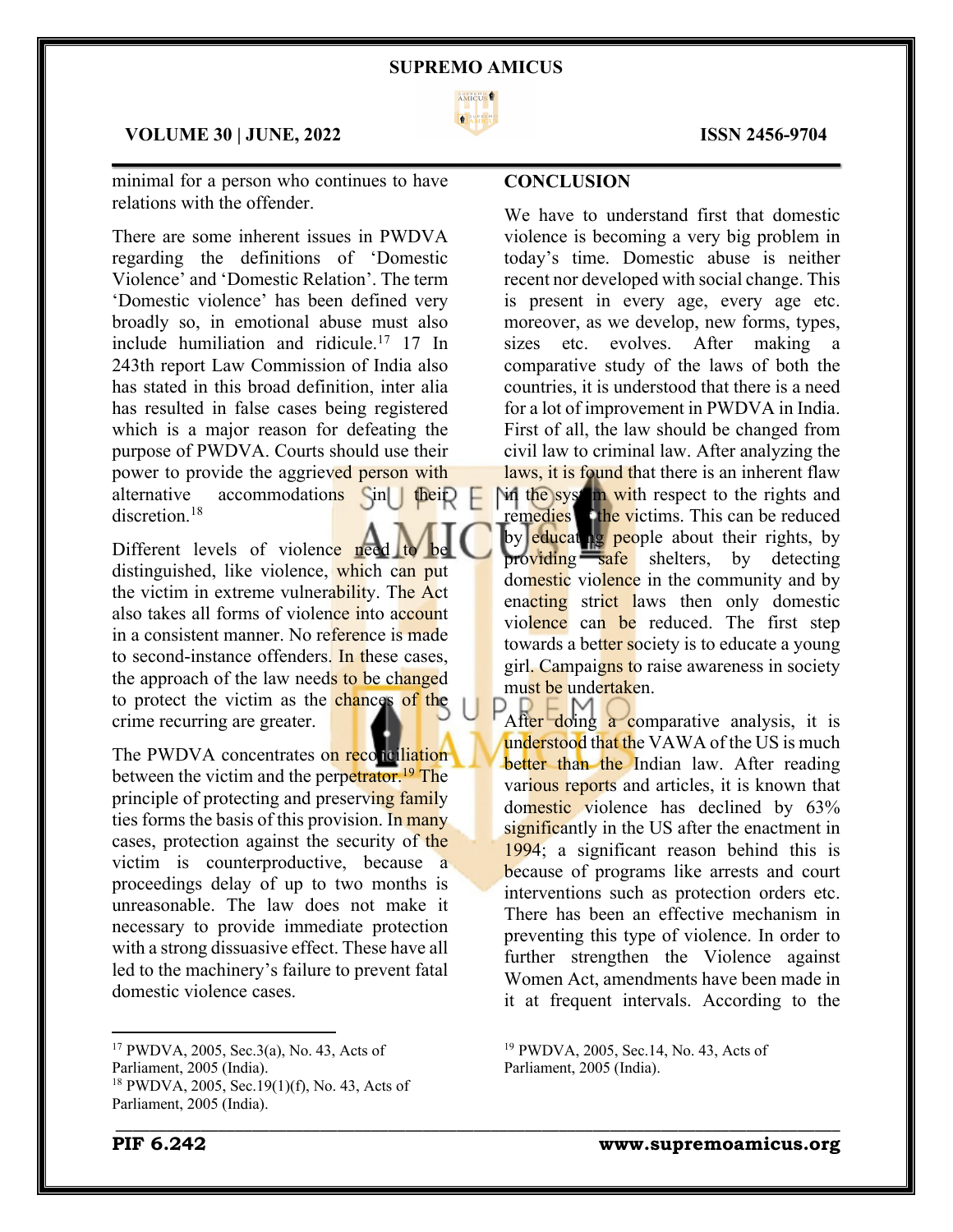minimal for a person who continues to have relations with the offender.

There are some inherent issues in PWDVA regarding the definitions of 'Domestic Violence' and 'Domestic Relation'. The term 'Domestic violence' has been defined very broadly so, in emotional abuse must also include humiliation and ridicule.[17] 17 In 243th report Law Commission of India also has stated in this broad definition, inter alia has resulted in false cases being registered which is a major reason for defeating the purpose of PWDVA. Courts should use their power to provide the aggrieved person with alternative accommodations in their discretion.[18]

Different levels of violence need to be distinguished, like violence, which can put the victim in extreme vulnerability. The Act also takes all forms of violence into account in a consistent manner. No reference is made to second-instance offenders. In these cases, the approach of the law needs to be changed to protect the victim as the chances of the crime recurring are greater.

The PWDVA concentrates on reconciliation between the victim and the perpetrator.[19] The principle of protecting and preserving family ties forms the basis of this provision. In many cases, protection against the security of the victim is counterproductive, because a proceedings delay of up to two months is unreasonable. The law does not make it necessary to provide immediate protection with a strong dissuasive effect. These have all led to the machinery's failure to prevent fatal domestic violence cases.

## CONCLUSION

We have to understand first that domestic violence is becoming a very big problem in today's time. Domestic abuse is neither recent nor developed with social change. This is present in every age, every age etc. moreover, as we develop, new forms, types, sizes etc. evolves. After making a comparative study of the laws of both the countries, it is understood that there is a need for a lot of improvement in PWDVA in India. First of all, the law should be changed from civil law to criminal law. After analyzing the laws, it is found that there is an inherent flaw in the system with respect to the rights and remedies of the victims. This can be reduced by educating people about their rights, by providing safe shelters, by detecting domestic violence in the community and by enacting strict laws then only domestic violence can be reduced. The first step towards a better society is to educate a young girl. Campaigns to raise awareness in society must be undertaken.

After doing a comparative analysis, it is understood that the VAWA of the US is much better than the Indian law. After reading various reports and articles, it is known that domestic violence has declined by 63% significantly in the US after the enactment in 1994; a significant reason behind this is because of programs like arrests and court interventions such as protection orders etc. There has been an effective mechanism in preventing this type of violence. In order to further strengthen the Violence against Women Act, amendments have been made in it at frequent intervals. According to the

---

[17] PWDVA, 2005, Sec.3(a), No. 43, Acts of Parliament, 2005 (India).

[18] PWDVA, 2005, Sec.19(1)(f), No. 43, Acts of Parliament, 2005 (India).

[19] PWDVA, 2005, Sec.14, No. 43, Acts of Parliament, 2005 (India).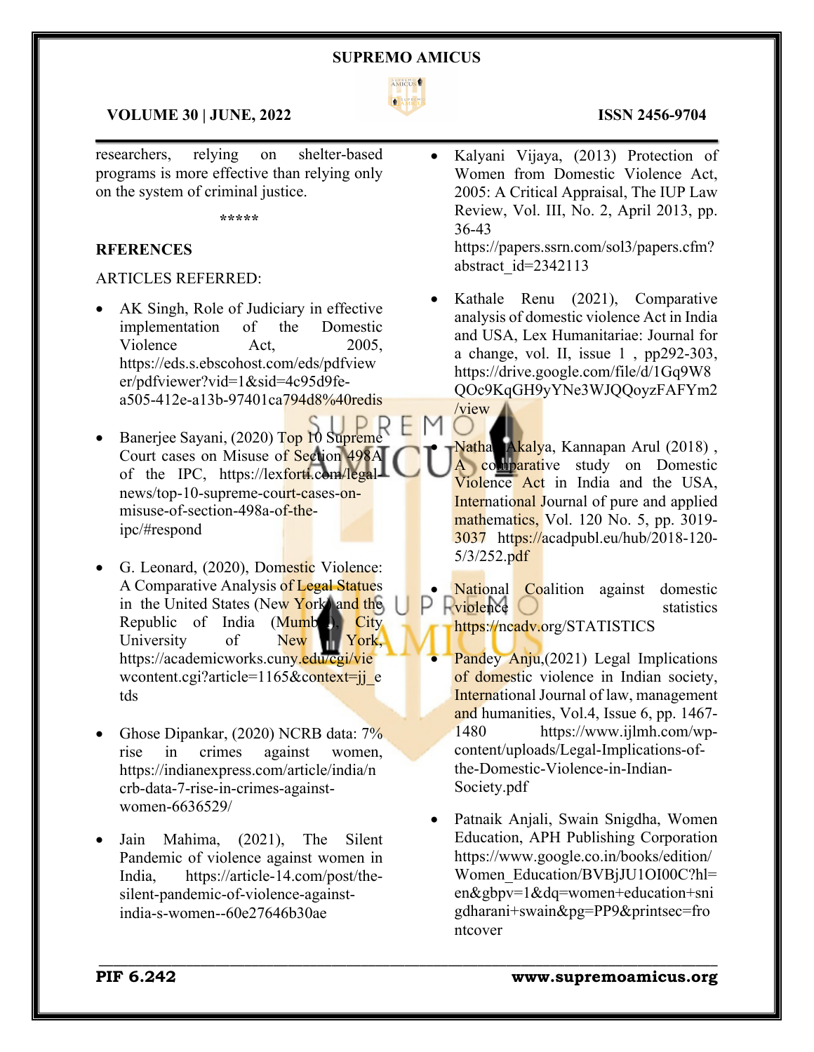researchers, relying on shelter-based programs is more effective than relying only on the system of criminal justice.

*****

**RFERENCES**

ARTICLES REFERRED:

- AK Singh, Role of Judiciary in effective implementation of the Domestic Violence Act, 2005, https://eds.s.ebscohost.com/eds/pdfviewer/pdfviewer?vid=1&sid=4c95d9fe-a505-412e-a13b-97401ca794d8%40redis
- Banerjee Sayani, (2020) Top 10 Supreme Court cases on Misuse of Section 498A of the IPC, https://lexforti.com/legal-news/top-10-supreme-court-cases-on-misuse-of-section-498a-of-the-ipc/#respond
- G. Leonard, (2020), Domestic Violence: A Comparative Analysis of Legal Statues in the United States (New York) and the Republic of India (Mumbai), City University of New York, https://academicworks.cuny.edu/cgi/viewcontent.cgi?article=1165&context=jj_etds
- Ghose Dipankar, (2020) NCRB data: 7% rise in crimes against women, https://indianexpress.com/article/india/ncrb-data-7-rise-in-crimes-against-women-6636529/
- Jain Mahima, (2021), The Silent Pandemic of violence against women in India, https://article-14.com/post/the-silent-pandemic-of-violence-against-india-s-women--60e27646b30ae
- Kalyani Vijaya, (2013) Protection of Women from Domestic Violence Act, 2005: A Critical Appraisal, The IUP Law Review, Vol. III, No. 2, April 2013, pp. 36-43 https://papers.ssrn.com/sol3/papers.cfm?abstract_id=2342113
- Kathale Renu (2021), Comparative analysis of domestic violence Act in India and USA, Lex Humanitariae: Journal for a change, vol. II, issue 1 , pp292-303, https://drive.google.com/file/d/1Gq9W8QOc9KqGH9yYNe3WJQQoyzFAFYm2/view
- Nathan Akalya, Kannapan Arul (2018) , A comparative study on Domestic Violence Act in India and the USA, International Journal of pure and applied mathematics, Vol. 120 No. 5, pp. 3019-3037 https://acadpubl.eu/hub/2018-120-5/3/252.pdf
- National Coalition against domestic violence statistics https://ncadv.org/STATISTICS
- Pandey Anju,(2021) Legal Implications of domestic violence in Indian society, International Journal of law, management and humanities, Vol.4, Issue 6, pp. 1467-1480 https://www.ijlmh.com/wp-content/uploads/Legal-Implications-of-the-Domestic-Violence-in-Indian-Society.pdf
- Patnaik Anjali, Swain Snigdha, Women Education, APH Publishing Corporation https://www.google.co.in/books/edition/Women_Education/BVBjJU1OI00C?hl=en&gbpv=1&dq=women+education+snigdharani+swain&pg=PP9&printsec=frontcover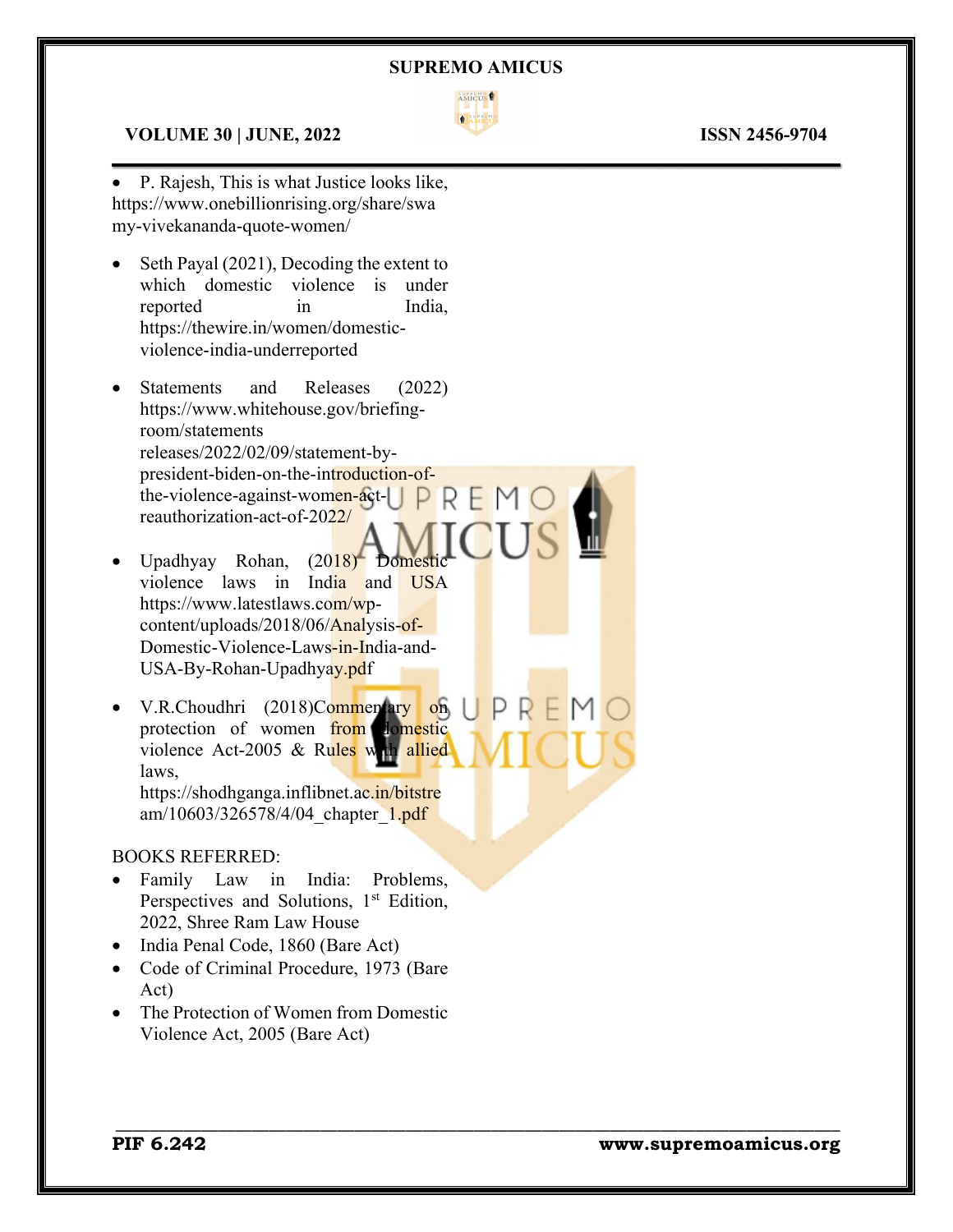- P. Rajesh, This is what Justice looks like, https://www.onebillionrising.org/share/swamy-vivekananda-quote-women/

- Seth Payal (2021), Decoding the extent to which domestic violence is under reported in India, https://thewire.in/women/domestic-violence-india-underreported

- Statements and Releases (2022) https://www.whitehouse.gov/briefing-room/statements releases/2022/02/09/statement-by-president-biden-on-the-introduction-of-the-violence-against-women-act-reauthorization-act-of-2022/

- Upadhyay Rohan, (2018) Domestic violence laws in India and USA https://www.latestlaws.com/wp-content/uploads/2018/06/Analysis-of-Domestic-Violence-Laws-in-India-and-USA-By-Rohan-Upadhyay.pdf

- V.R.Choudhri (2018)Commentary on protection of women from domestic violence Act-2005 & Rules with allied laws, https://shodhganga.inflibnet.ac.in/bitstream/10603/326578/4/04_chapter_1.pdf

BOOKS REFERRED:

- Family Law in India: Problems, Perspectives and Solutions, 1st Edition, 2022, Shree Ram Law House
- India Penal Code, 1860 (Bare Act)
- Code of Criminal Procedure, 1973 (Bare Act)
- The Protection of Women from Domestic Violence Act, 2005 (Bare Act)